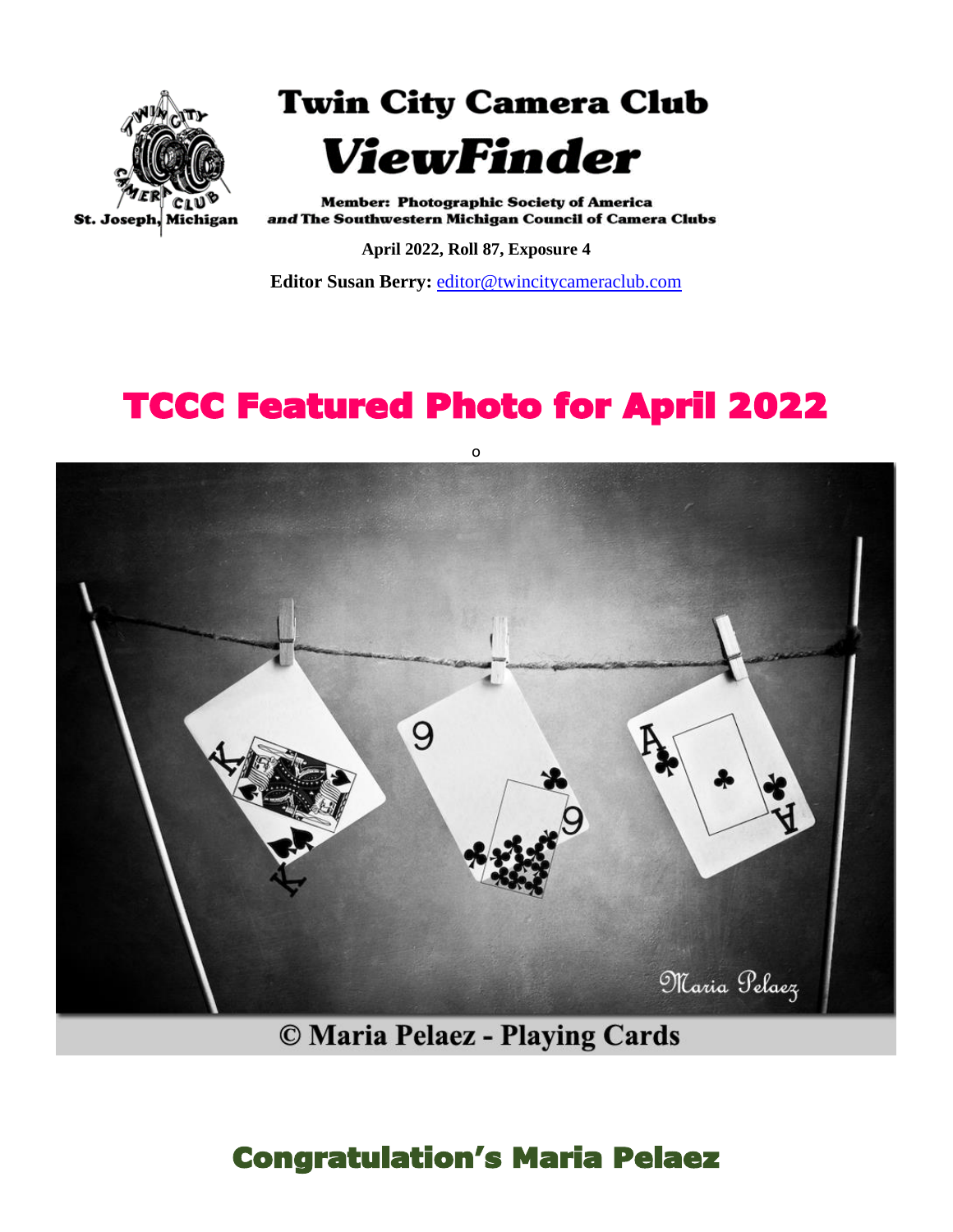St. Joseph, Michigan

# Twin City Camera Club

# *ViewFinder*

**Member: Photographic Society of America**
***and* The Southwestern Michigan Council of Camera Clubs**

**April 2022, Roll 87, Exposure 4**

**Editor Susan Berry:** editor@twincitycameraclub.com

## TCCC Featured Photo for April 2022

o

© Maria Pelaez - Playing Cards

## Congratulation's Maria Pelaez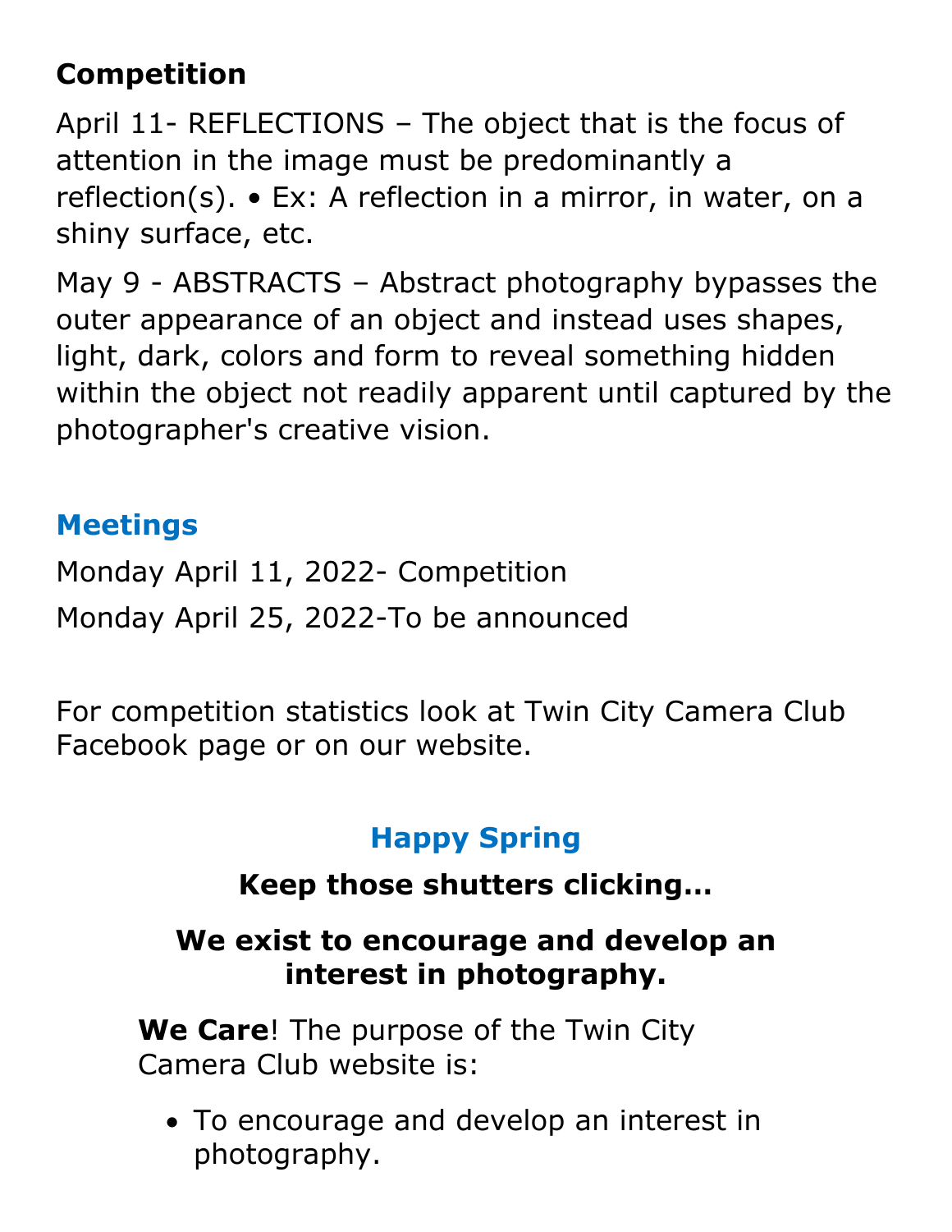**Competition**

April 11- REFLECTIONS – The object that is the focus of attention in the image must be predominantly a reflection(s). • Ex: A reflection in a mirror, in water, on a shiny surface, etc.

May 9 - ABSTRACTS – Abstract photography bypasses the outer appearance of an object and instead uses shapes, light, dark, colors and form to reveal something hidden within the object not readily apparent until captured by the photographer's creative vision.

## Meetings

Monday April 11, 2022- Competition

Monday April 25, 2022-To be announced

For competition statistics look at Twin City Camera Club Facebook page or on our website.

## Happy Spring

**Keep those shutters clicking…**

**We exist to encourage and develop an interest in photography.**

**We Care**! The purpose of the Twin City Camera Club website is:

- To encourage and develop an interest in photography.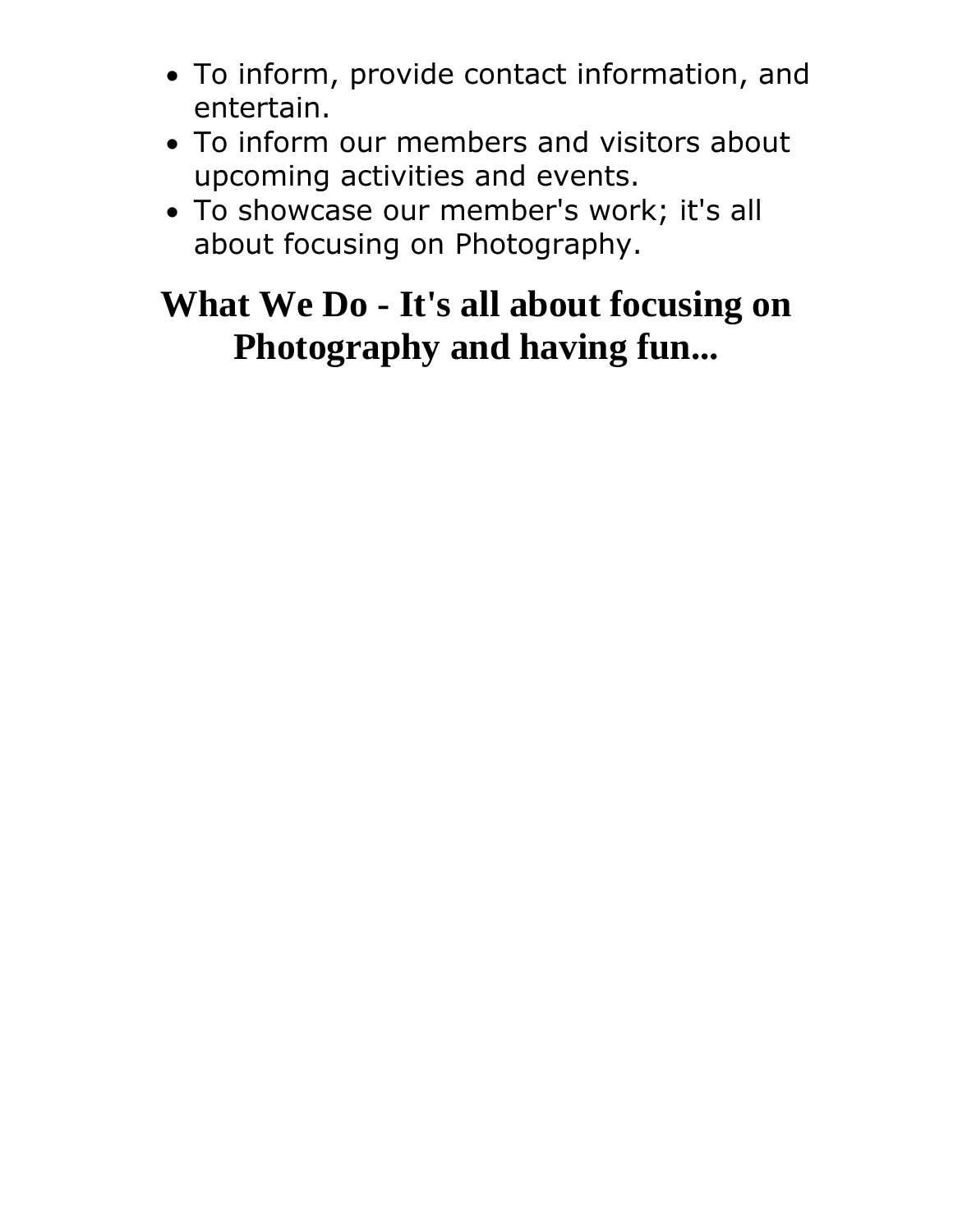- To inform, provide contact information, and entertain.
- To inform our members and visitors about upcoming activities and events.
- To showcase our member's work; it's all about focusing on Photography.

## What We Do - It's all about focusing on Photography and having fun...